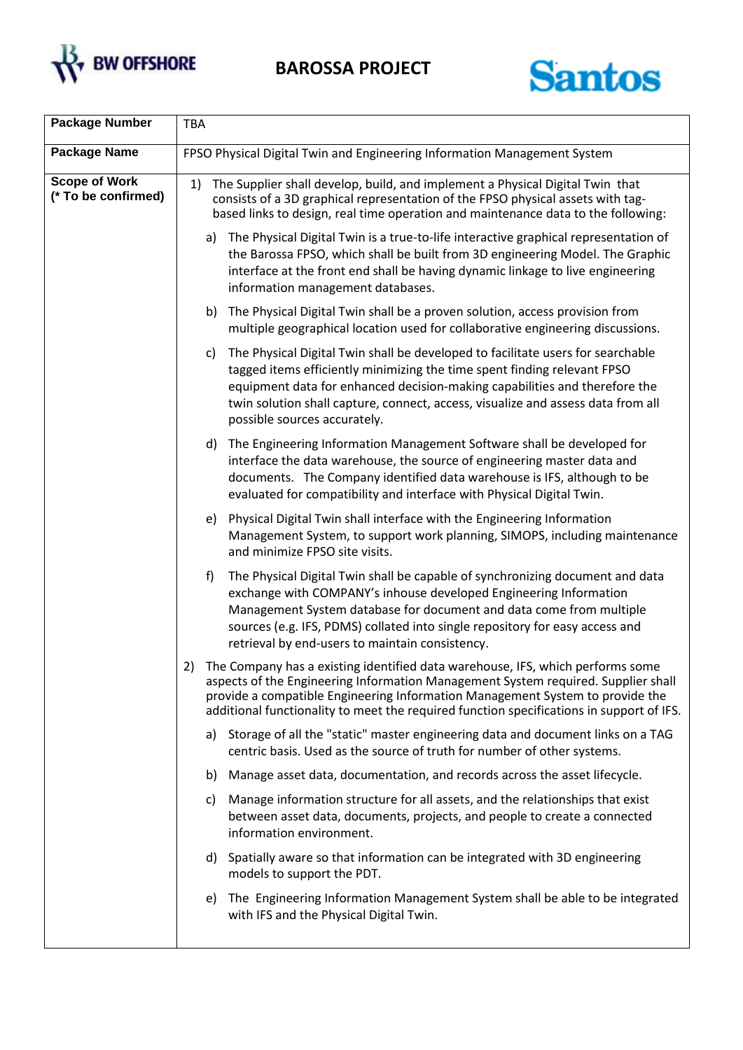BW OFFSHORE

**BAROSSA PROJECT**

Santos

| **Package Number** | TBA |
|---|---|
| **Package Name** | FPSO Physical Digital Twin and Engineering Information Management System |
| **Scope of Work (* To be confirmed)** | 1) The Supplier shall develop, build, and implement a Physical Digital Twin that consists of a 3D graphical representation of the FPSO physical assets with tag-based links to design, real time operation and maintenance data to the following:<br><br>a) The Physical Digital Twin is a true-to-life interactive graphical representation of the Barossa FPSO, which shall be built from 3D engineering Model. The Graphic interface at the front end shall be having dynamic linkage to live engineering information management databases.<br><br>b) The Physical Digital Twin shall be a proven solution, access provision from multiple geographical location used for collaborative engineering discussions.<br><br>c) The Physical Digital Twin shall be developed to facilitate users for searchable tagged items efficiently minimizing the time spent finding relevant FPSO equipment data for enhanced decision-making capabilities and therefore the twin solution shall capture, connect, access, visualize and assess data from all possible sources accurately.<br><br>d) The Engineering Information Management Software shall be developed for interface the data warehouse, the source of engineering master data and documents. The Company identified data warehouse is IFS, although to be evaluated for compatibility and interface with Physical Digital Twin.<br><br>e) Physical Digital Twin shall interface with the Engineering Information Management System, to support work planning, SIMOPS, including maintenance and minimize FPSO site visits.<br><br>f) The Physical Digital Twin shall be capable of synchronizing document and data exchange with COMPANY's inhouse developed Engineering Information Management System database for document and data come from multiple sources (e.g. IFS, PDMS) collated into single repository for easy access and retrieval by end-users to maintain consistency.<br><br>2) The Company has a existing identified data warehouse, IFS, which performs some aspects of the Engineering Information Management System required. Supplier shall provide a compatible Engineering Information Management System to provide the additional functionality to meet the required function specifications in support of IFS.<br><br>a) Storage of all the "static" master engineering data and document links on a TAG centric basis. Used as the source of truth for number of other systems.<br><br>b) Manage asset data, documentation, and records across the asset lifecycle.<br><br>c) Manage information structure for all assets, and the relationships that exist between asset data, documents, projects, and people to create a connected information environment.<br><br>d) Spatially aware so that information can be integrated with 3D engineering models to support the PDT.<br><br>e) The Engineering Information Management System shall be able to be integrated with IFS and the Physical Digital Twin. |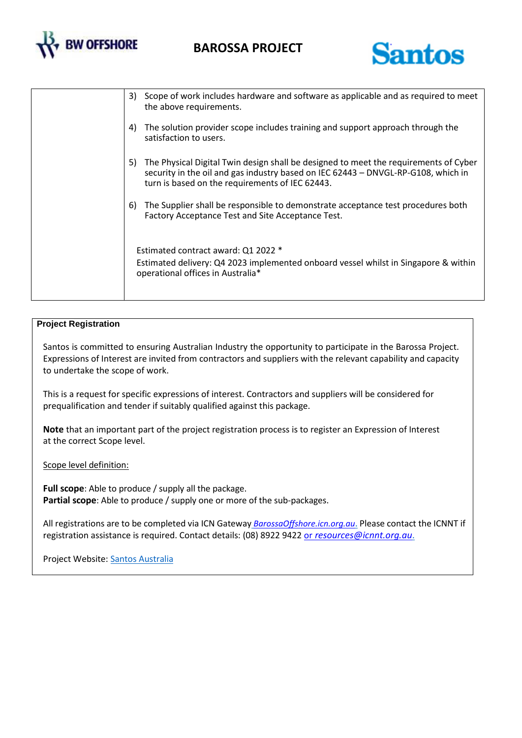| | |
|---|---|
| | 3) Scope of work includes hardware and software as applicable and as required to meet the above requirements.<br><br>4) The solution provider scope includes training and support approach through the satisfaction to users.<br><br>5) The Physical Digital Twin design shall be designed to meet the requirements of Cyber security in the oil and gas industry based on IEC 62443 – DNVGL-RP-G108, which in turn is based on the requirements of IEC 62443.<br><br>6) The Supplier shall be responsible to demonstrate acceptance test procedures both Factory Acceptance Test and Site Acceptance Test.<br><br>Estimated contract award: Q1 2022 *<br>Estimated delivery: Q4 2023 implemented onboard vessel whilst in Singapore & within operational offices in Australia* |

**Project Registration**

Santos is committed to ensuring Australian Industry the opportunity to participate in the Barossa Project. Expressions of Interest are invited from contractors and suppliers with the relevant capability and capacity to undertake the scope of work.

This is a request for specific expressions of interest. Contractors and suppliers will be considered for prequalification and tender if suitably qualified against this package.

**Note** that an important part of the project registration process is to register an Expression of Interest at the correct Scope level.

Scope level definition:

**Full scope**: Able to produce / supply all the package.
**Partial scope**: Able to produce / supply one or more of the sub-packages.

All registrations are to be completed via ICN Gateway *BarossaOffshore.icn.org.au*. Please contact the ICNNT if registration assistance is required. Contact details: (08) 8922 9422 or *resources@icnnt.org.au*.

Project Website: Santos Australia